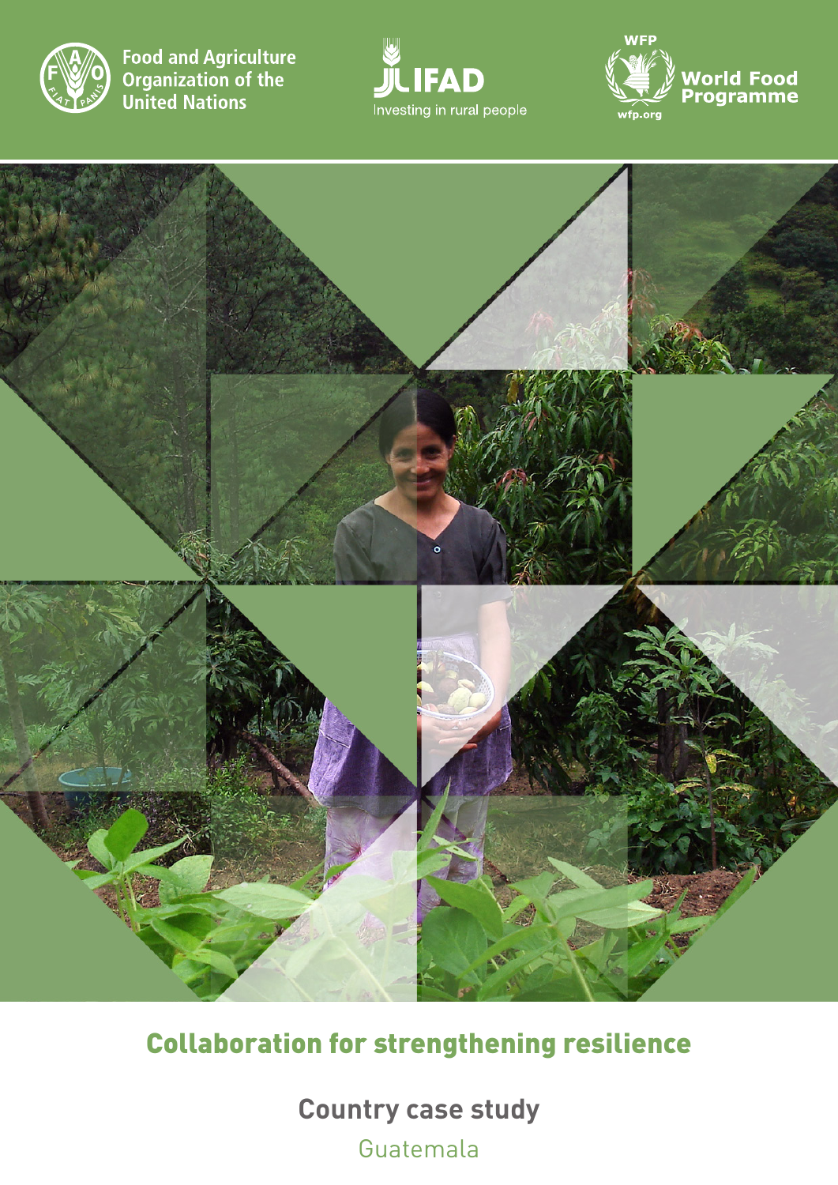Food and Agriculture Organization of the United Nations

IFAD
Investing in rural people

WFP
World Food Programme
wfp.org

# Collaboration for strengthening resilience

## Country case study

Guatemala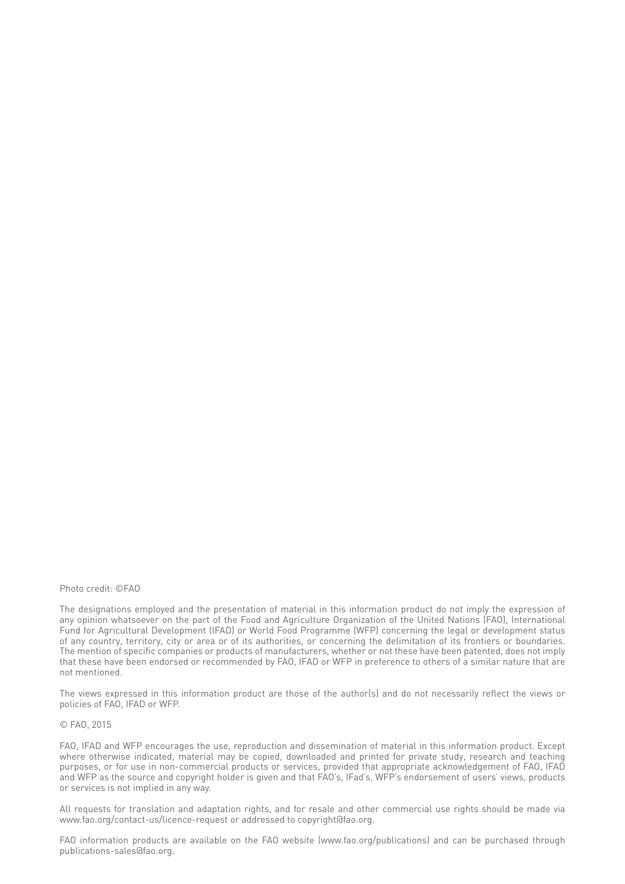Photo credit: ©FAO

The designations employed and the presentation of material in this information product do not imply the expression of any opinion whatsoever on the part of the Food and Agriculture Organization of the United Nations (FAO), International Fund for Agricultural Development (IFAD) or World Food Programme (WFP) concerning the legal or development status of any country, territory, city or area or of its authorities, or concerning the delimitation of its frontiers or boundaries. The mention of specific companies or products of manufacturers, whether or not these have been patented, does not imply that these have been endorsed or recommended by FAO, IFAD or WFP in preference to others of a similar nature that are not mentioned.

The views expressed in this information product are those of the author(s) and do not necessarily reflect the views or policies of FAO, IFAD or WFP.

© FAO, 2015

FAO, IFAD and WFP encourages the use, reproduction and dissemination of material in this information product. Except where otherwise indicated, material may be copied, downloaded and printed for private study, research and teaching purposes, or for use in non-commercial products or services, provided that appropriate acknowledgement of FAO, IFAD and WFP as the source and copyright holder is given and that FAO's, IFad's, WFP's endorsement of users' views, products or services is not implied in any way.

All requests for translation and adaptation rights, and for resale and other commercial use rights should be made via www.fao.org/contact-us/licence-request or addressed to copyright@fao.org.

FAO information products are available on the FAO website (www.fao.org/publications) and can be purchased through publications-sales@fao.org.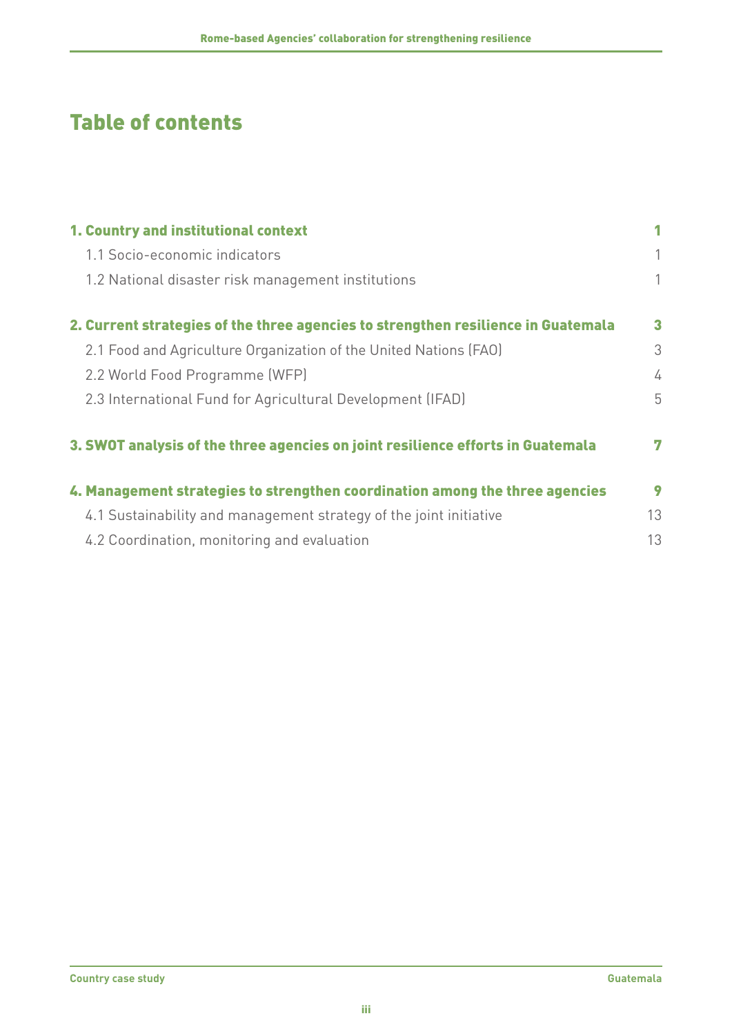# Table of contents

| | |
|---|---|
| **1. Country and institutional context** | **1** |
| 1.1 Socio-economic indicators | 1 |
| 1.2 National disaster risk management institutions | 1 |
| **2. Current strategies of the three agencies to strengthen resilience in Guatemala** | **3** |
| 2.1 Food and Agriculture Organization of the United Nations (FAO) | 3 |
| 2.2 World Food Programme (WFP) | 4 |
| 2.3 International Fund for Agricultural Development (IFAD) | 5 |
| **3. SWOT analysis of the three agencies on joint resilience efforts in Guatemala** | **7** |
| **4. Management strategies to strengthen coordination among the three agencies** | **9** |
| 4.1 Sustainability and management strategy of the joint initiative | 13 |
| 4.2 Coordination, monitoring and evaluation | 13 |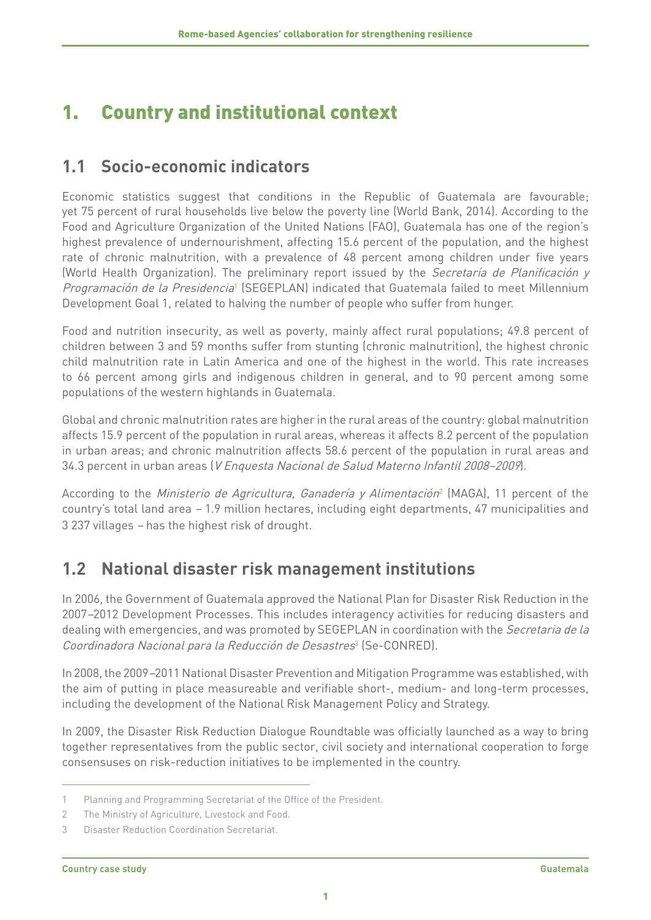# 1. Country and institutional context

## 1.1 Socio-economic indicators

Economic statistics suggest that conditions in the Republic of Guatemala are favourable; yet 75 percent of rural households live below the poverty line (World Bank, 2014). According to the Food and Agriculture Organization of the United Nations (FAO), Guatemala has one of the region's highest prevalence of undernourishment, affecting 15.6 percent of the population, and the highest rate of chronic malnutrition, with a prevalence of 48 percent among children under five years (World Health Organization). The preliminary report issued by the *Secretaría de Planificación y Programación de la Presidencia*[1] (SEGEPLAN) indicated that Guatemala failed to meet Millennium Development Goal 1, related to halving the number of people who suffer from hunger.

Food and nutrition insecurity, as well as poverty, mainly affect rural populations; 49.8 percent of children between 3 and 59 months suffer from stunting (chronic malnutrition), the highest chronic child malnutrition rate in Latin America and one of the highest in the world. This rate increases to 66 percent among girls and indigenous children in general, and to 90 percent among some populations of the western highlands in Guatemala.

Global and chronic malnutrition rates are higher in the rural areas of the country: global malnutrition affects 15.9 percent of the population in rural areas, whereas it affects 8.2 percent of the population in urban areas; and chronic malnutrition affects 58.6 percent of the population in rural areas and 34.3 percent in urban areas (*V Enquesta Nacional de Salud Materno Infantil 2008–2009*).

According to the *Ministerio de Agricultura, Ganadería y Alimentación*[2] (MAGA), 11 percent of the country's total land area – 1.9 million hectares, including eight departments, 47 municipalities and 3 237 villages – has the highest risk of drought.

## 1.2 National disaster risk management institutions

In 2006, the Government of Guatemala approved the National Plan for Disaster Risk Reduction in the 2007–2012 Development Processes. This includes interagency activities for reducing disasters and dealing with emergencies, and was promoted by SEGEPLAN in coordination with the *Secretaria de la Coordinadora Nacional para la Reducción de Desastres*[3] (Se-CONRED).

In 2008, the 2009–2011 National Disaster Prevention and Mitigation Programme was established, with the aim of putting in place measureable and verifiable short-, medium- and long-term processes, including the development of the National Risk Management Policy and Strategy.

In 2009, the Disaster Risk Reduction Dialogue Roundtable was officially launched as a way to bring together representatives from the public sector, civil society and international cooperation to forge consensuses on risk-reduction initiatives to be implemented in the country.

---

1 Planning and Programming Secretariat of the Office of the President.

2 The Ministry of Agriculture, Livestock and Food.

3 Disaster Reduction Coordination Secretariat.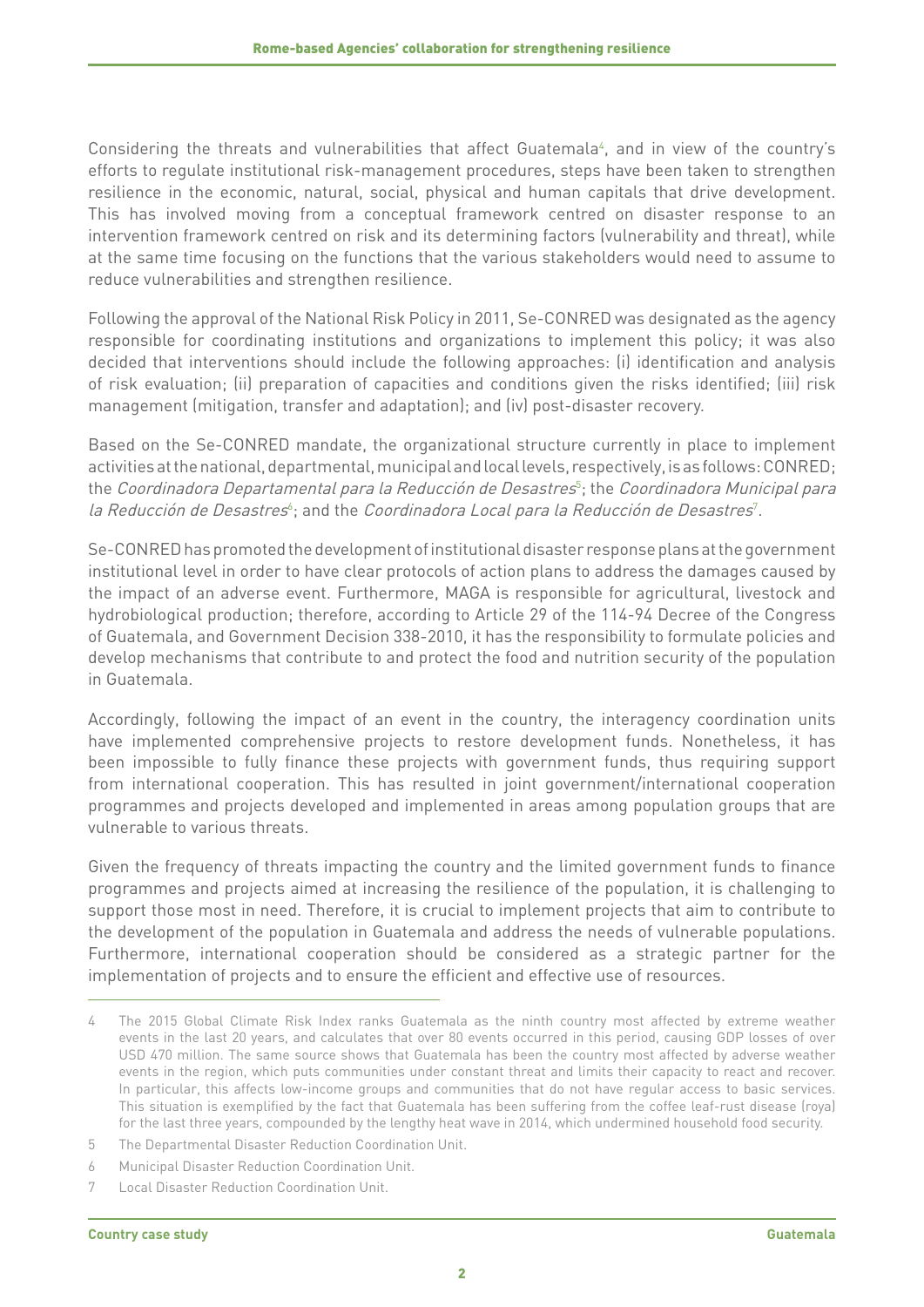Considering the threats and vulnerabilities that affect Guatemala[4], and in view of the country's efforts to regulate institutional risk-management procedures, steps have been taken to strengthen resilience in the economic, natural, social, physical and human capitals that drive development. This has involved moving from a conceptual framework centred on disaster response to an intervention framework centred on risk and its determining factors (vulnerability and threat), while at the same time focusing on the functions that the various stakeholders would need to assume to reduce vulnerabilities and strengthen resilience.

Following the approval of the National Risk Policy in 2011, Se-CONRED was designated as the agency responsible for coordinating institutions and organizations to implement this policy; it was also decided that interventions should include the following approaches: (i) identification and analysis of risk evaluation; (ii) preparation of capacities and conditions given the risks identified; (iii) risk management (mitigation, transfer and adaptation); and (iv) post-disaster recovery.

Based on the Se-CONRED mandate, the organizational structure currently in place to implement activities at the national, departmental, municipal and local levels, respectively, is as follows: CONRED; the *Coordinadora Departamental para la Reducción de Desastres*[5]; the *Coordinadora Municipal para la Reducción de Desastres*[6]; and the *Coordinadora Local para la Reducción de Desastres*[7].

Se-CONRED has promoted the development of institutional disaster response plans at the government institutional level in order to have clear protocols of action plans to address the damages caused by the impact of an adverse event. Furthermore, MAGA is responsible for agricultural, livestock and hydrobiological production; therefore, according to Article 29 of the 114-94 Decree of the Congress of Guatemala, and Government Decision 338-2010, it has the responsibility to formulate policies and develop mechanisms that contribute to and protect the food and nutrition security of the population in Guatemala.

Accordingly, following the impact of an event in the country, the interagency coordination units have implemented comprehensive projects to restore development funds. Nonetheless, it has been impossible to fully finance these projects with government funds, thus requiring support from international cooperation. This has resulted in joint government/international cooperation programmes and projects developed and implemented in areas among population groups that are vulnerable to various threats.

Given the frequency of threats impacting the country and the limited government funds to finance programmes and projects aimed at increasing the resilience of the population, it is challenging to support those most in need. Therefore, it is crucial to implement projects that aim to contribute to the development of the population in Guatemala and address the needs of vulnerable populations. Furthermore, international cooperation should be considered as a strategic partner for the implementation of projects and to ensure the efficient and effective use of resources.

---

4 The 2015 Global Climate Risk Index ranks Guatemala as the ninth country most affected by extreme weather events in the last 20 years, and calculates that over 80 events occurred in this period, causing GDP losses of over USD 470 million. The same source shows that Guatemala has been the country most affected by adverse weather events in the region, which puts communities under constant threat and limits their capacity to react and recover. In particular, this affects low-income groups and communities that do not have regular access to basic services. This situation is exemplified by the fact that Guatemala has been suffering from the coffee leaf-rust disease (roya) for the last three years, compounded by the lengthy heat wave in 2014, which undermined household food security.

5 The Departmental Disaster Reduction Coordination Unit.

6 Municipal Disaster Reduction Coordination Unit.

7 Local Disaster Reduction Coordination Unit.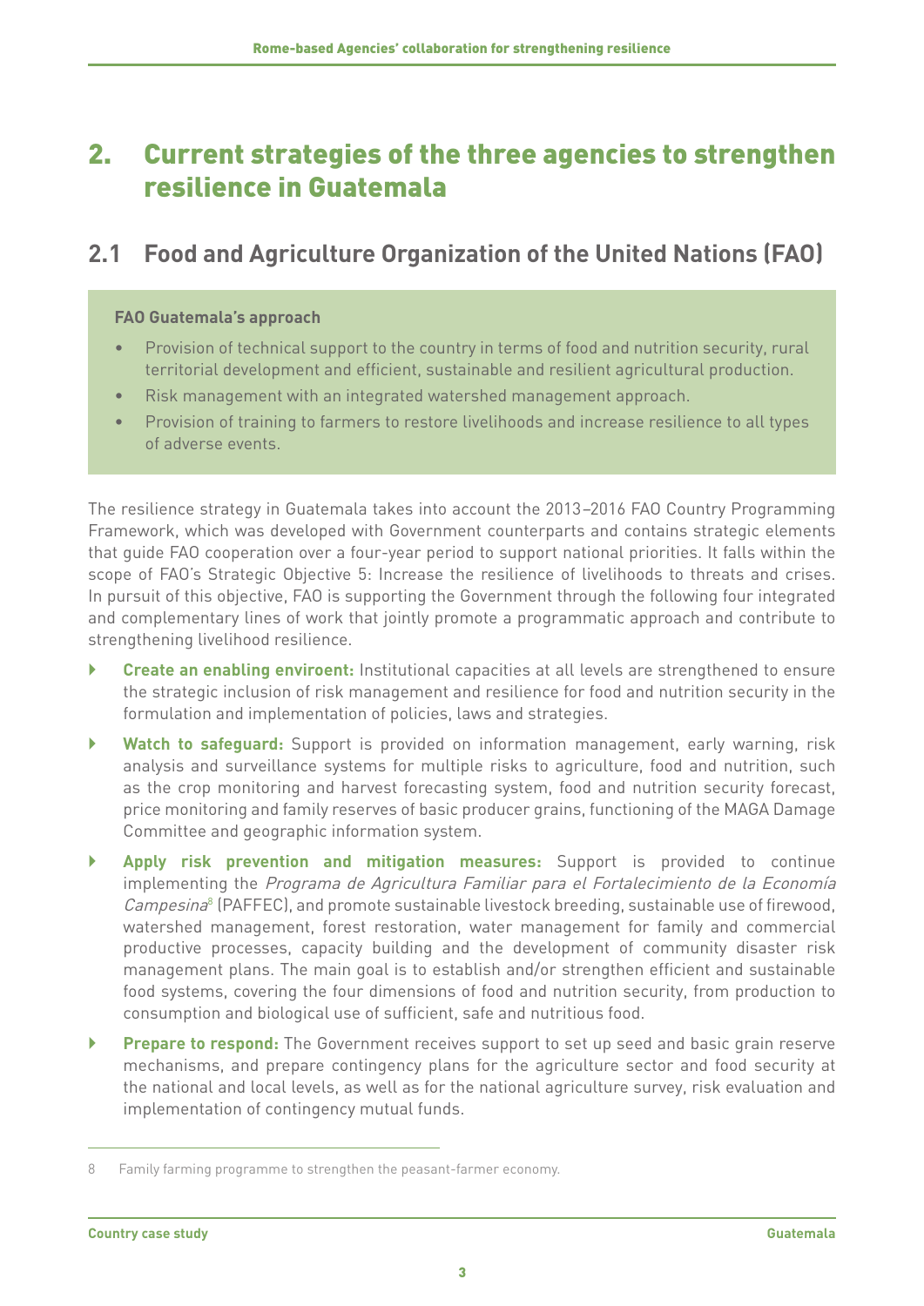# 2. Current strategies of the three agencies to strengthen resilience in Guatemala

## 2.1 Food and Agriculture Organization of the United Nations (FAO)

**FAO Guatemala's approach**

- Provision of technical support to the country in terms of food and nutrition security, rural territorial development and efficient, sustainable and resilient agricultural production.
- Risk management with an integrated watershed management approach.
- Provision of training to farmers to restore livelihoods and increase resilience to all types of adverse events.

The resilience strategy in Guatemala takes into account the 2013–2016 FAO Country Programming Framework, which was developed with Government counterparts and contains strategic elements that guide FAO cooperation over a four-year period to support national priorities. It falls within the scope of FAO's Strategic Objective 5: Increase the resilience of livelihoods to threats and crises. In pursuit of this objective, FAO is supporting the Government through the following four integrated and complementary lines of work that jointly promote a programmatic approach and contribute to strengthening livelihood resilience.

- **Create an enabling enviroent:** Institutional capacities at all levels are strengthened to ensure the strategic inclusion of risk management and resilience for food and nutrition security in the formulation and implementation of policies, laws and strategies.
- **Watch to safeguard:** Support is provided on information management, early warning, risk analysis and surveillance systems for multiple risks to agriculture, food and nutrition, such as the crop monitoring and harvest forecasting system, food and nutrition security forecast, price monitoring and family reserves of basic producer grains, functioning of the MAGA Damage Committee and geographic information system.
- **Apply risk prevention and mitigation measures:** Support is provided to continue implementing the *Programa de Agricultura Familiar para el Fortalecimiento de la Economía Campesina*[8] (PAFFEC), and promote sustainable livestock breeding, sustainable use of firewood, watershed management, forest restoration, water management for family and commercial productive processes, capacity building and the development of community disaster risk management plans. The main goal is to establish and/or strengthen efficient and sustainable food systems, covering the four dimensions of food and nutrition security, from production to consumption and biological use of sufficient, safe and nutritious food.
- **Prepare to respond:** The Government receives support to set up seed and basic grain reserve mechanisms, and prepare contingency plans for the agriculture sector and food security at the national and local levels, as well as for the national agriculture survey, risk evaluation and implementation of contingency mutual funds.

8 Family farming programme to strengthen the peasant-farmer economy.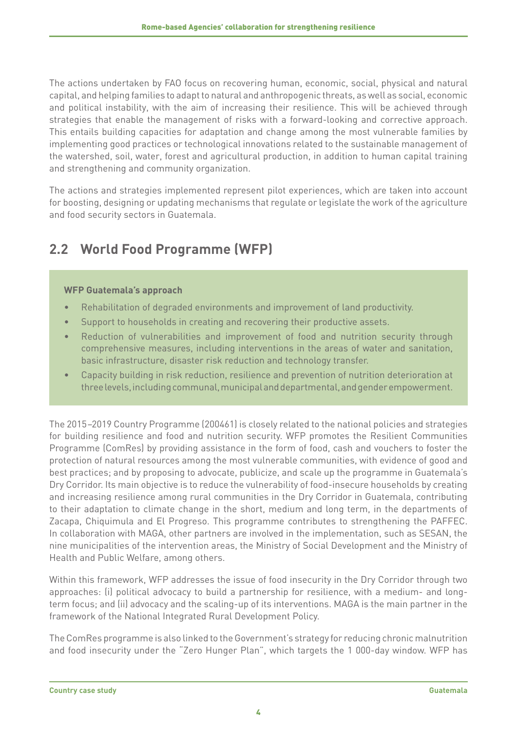The actions undertaken by FAO focus on recovering human, economic, social, physical and natural capital, and helping families to adapt to natural and anthropogenic threats, as well as social, economic and political instability, with the aim of increasing their resilience. This will be achieved through strategies that enable the management of risks with a forward-looking and corrective approach. This entails building capacities for adaptation and change among the most vulnerable families by implementing good practices or technological innovations related to the sustainable management of the watershed, soil, water, forest and agricultural production, in addition to human capital training and strengthening and community organization.

The actions and strategies implemented represent pilot experiences, which are taken into account for boosting, designing or updating mechanisms that regulate or legislate the work of the agriculture and food security sectors in Guatemala.

## 2.2 World Food Programme (WFP)

**WFP Guatemala's approach**

- Rehabilitation of degraded environments and improvement of land productivity.
- Support to households in creating and recovering their productive assets.
- Reduction of vulnerabilities and improvement of food and nutrition security through comprehensive measures, including interventions in the areas of water and sanitation, basic infrastructure, disaster risk reduction and technology transfer.
- Capacity building in risk reduction, resilience and prevention of nutrition deterioration at three levels, including communal, municipal and departmental, and gender empowerment.

The 2015–2019 Country Programme (200461) is closely related to the national policies and strategies for building resilience and food and nutrition security. WFP promotes the Resilient Communities Programme (ComRes) by providing assistance in the form of food, cash and vouchers to foster the protection of natural resources among the most vulnerable communities, with evidence of good and best practices; and by proposing to advocate, publicize, and scale up the programme in Guatemala's Dry Corridor. Its main objective is to reduce the vulnerability of food-insecure households by creating and increasing resilience among rural communities in the Dry Corridor in Guatemala, contributing to their adaptation to climate change in the short, medium and long term, in the departments of Zacapa, Chiquimula and El Progreso. This programme contributes to strengthening the PAFFEC. In collaboration with MAGA, other partners are involved in the implementation, such as SESAN, the nine municipalities of the intervention areas, the Ministry of Social Development and the Ministry of Health and Public Welfare, among others.

Within this framework, WFP addresses the issue of food insecurity in the Dry Corridor through two approaches: (i) political advocacy to build a partnership for resilience, with a medium- and long-term focus; and (ii) advocacy and the scaling-up of its interventions. MAGA is the main partner in the framework of the National Integrated Rural Development Policy.

The ComRes programme is also linked to the Government's strategy for reducing chronic malnutrition and food insecurity under the "Zero Hunger Plan", which targets the 1 000-day window. WFP has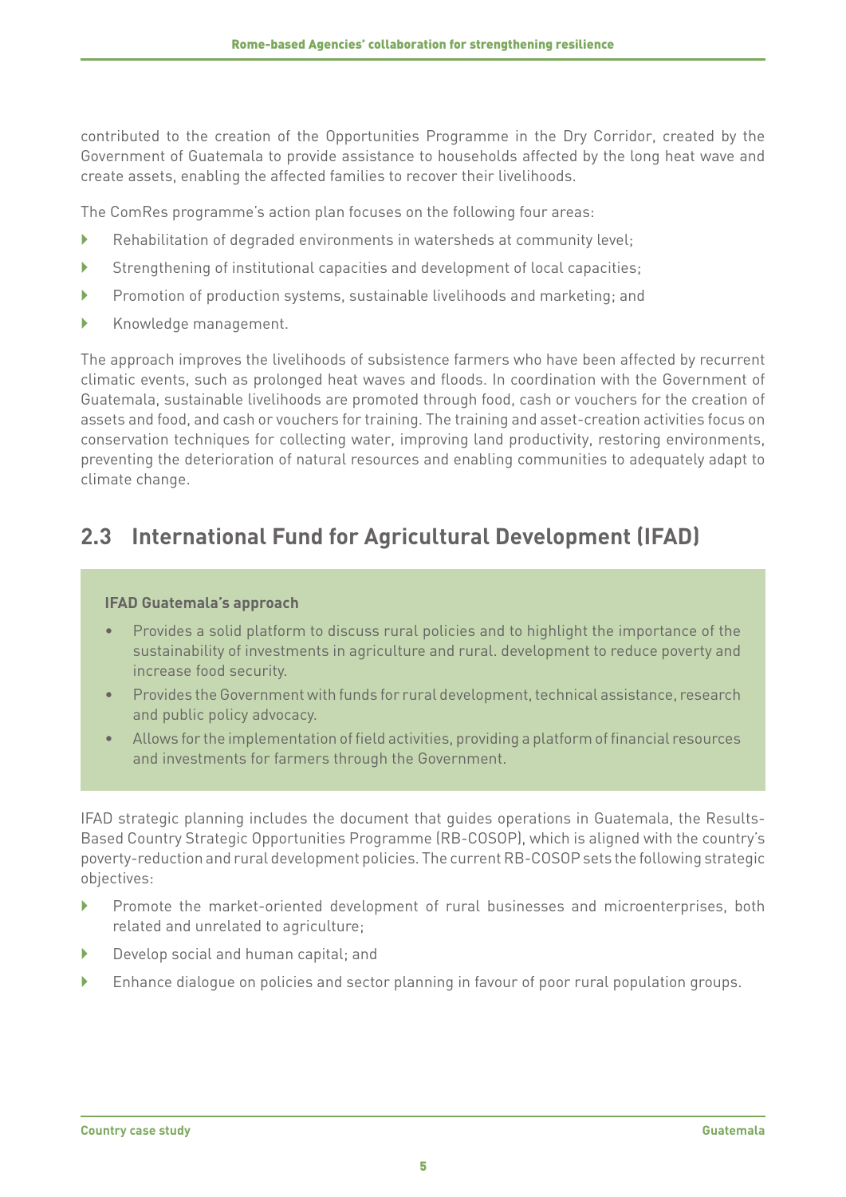contributed to the creation of the Opportunities Programme in the Dry Corridor, created by the Government of Guatemala to provide assistance to households affected by the long heat wave and create assets, enabling the affected families to recover their livelihoods.

The ComRes programme's action plan focuses on the following four areas:

- Rehabilitation of degraded environments in watersheds at community level;
- Strengthening of institutional capacities and development of local capacities;
- Promotion of production systems, sustainable livelihoods and marketing; and
- Knowledge management.

The approach improves the livelihoods of subsistence farmers who have been affected by recurrent climatic events, such as prolonged heat waves and floods. In coordination with the Government of Guatemala, sustainable livelihoods are promoted through food, cash or vouchers for the creation of assets and food, and cash or vouchers for training. The training and asset-creation activities focus on conservation techniques for collecting water, improving land productivity, restoring environments, preventing the deterioration of natural resources and enabling communities to adequately adapt to climate change.

## 2.3 International Fund for Agricultural Development (IFAD)

**IFAD Guatemala's approach**

- Provides a solid platform to discuss rural policies and to highlight the importance of the sustainability of investments in agriculture and rural. development to reduce poverty and increase food security.
- Provides the Government with funds for rural development, technical assistance, research and public policy advocacy.
- Allows for the implementation of field activities, providing a platform of financial resources and investments for farmers through the Government.

IFAD strategic planning includes the document that guides operations in Guatemala, the Results-Based Country Strategic Opportunities Programme (RB-COSOP), which is aligned with the country's poverty-reduction and rural development policies. The current RB-COSOP sets the following strategic objectives:

- Promote the market-oriented development of rural businesses and microenterprises, both related and unrelated to agriculture;
- Develop social and human capital; and
- Enhance dialogue on policies and sector planning in favour of poor rural population groups.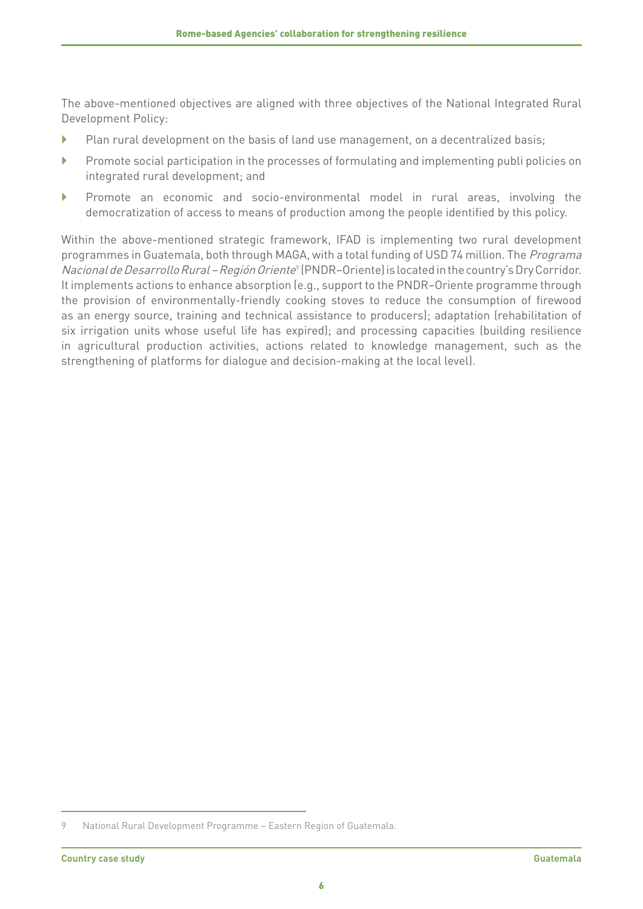The above-mentioned objectives are aligned with three objectives of the National Integrated Rural Development Policy:

- Plan rural development on the basis of land use management, on a decentralized basis;
- Promote social participation in the processes of formulating and implementing publi policies on integrated rural development; and
- Promote an economic and socio-environmental model in rural areas, involving the democratization of access to means of production among the people identified by this policy.

Within the above-mentioned strategic framework, IFAD is implementing two rural development programmes in Guatemala, both through MAGA, with a total funding of USD 74 million. The *Programa Nacional de Desarrollo Rural – Región Oriente*[9] (PNDR–Oriente) is located in the country's Dry Corridor. It implements actions to enhance absorption (e.g., support to the PNDR–Oriente programme through the provision of environmentally-friendly cooking stoves to reduce the consumption of firewood as an energy source, training and technical assistance to producers); adaptation (rehabilitation of six irrigation units whose useful life has expired); and processing capacities (building resilience in agricultural production activities, actions related to knowledge management, such as the strengthening of platforms for dialogue and decision-making at the local level).

9 National Rural Development Programme – Eastern Region of Guatemala.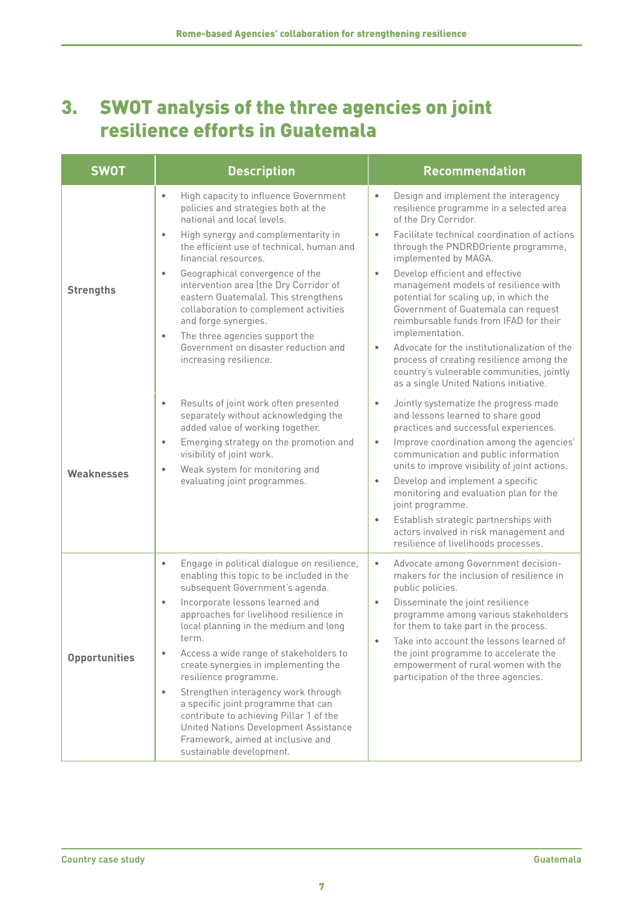## 3. SWOT analysis of the three agencies on joint resilience efforts in Guatemala

| SWOT | Description | Recommendation |
|---|---|---|
| **Strengths** | • High capacity to influence Government policies and strategies both at the national and local levels.<br>• High synergy and complementarity in the efficient use of technical, human and financial resources.<br>• Geographical convergence of the intervention area (the Dry Corridor of eastern Guatemala). This strengthens collaboration to complement activities and forge synergies.<br>• The three agencies support the Government on disaster reduction and increasing resilience. | • Design and implement the interagency resilience programme in a selected area of the Dry Corridor.<br>• Facilitate technical coordination of actions through the PNDRÐOriente programme, implemented by MAGA.<br>• Develop efficient and effective management models of resilience with potential for scaling up, in which the Government of Guatemala can request reimbursable funds from IFAD for their implementation.<br>• Advocate for the institutionalization of the process of creating resilience among the country's vulnerable communities, jointly as a single United Nations initiative. |
| **Weaknesses** | • Results of joint work often presented separately without acknowledging the added value of working together.<br>• Emerging strategy on the promotion and visibility of joint work.<br>• Weak system for monitoring and evaluating joint programmes. | • Jointly systematize the progress made and lessons learned to share good practices and successful experiences.<br>• Improve coordination among the agencies' communication and public information units to improve visibility of joint actions.<br>• Develop and implement a specific monitoring and evaluation plan for the joint programme.<br>• Establish strategic partnerships with actors involved in risk management and resilience of livelihoods processes. |
| **Opportunities** | • Engage in political dialogue on resilience, enabling this topic to be included in the subsequent Government's agenda.<br>• Incorporate lessons learned and approaches for livelihood resilience in local planning in the medium and long term.<br>• Access a wide range of stakeholders to create synergies in implementing the resilience programme.<br>• Strengthen interagency work through a specific joint programme that can contribute to achieving Pillar 1 of the United Nations Development Assistance Framework, aimed at inclusive and sustainable development. | • Advocate among Government decision-makers for the inclusion of resilience in public policies.<br>• Disseminate the joint resilience programme among various stakeholders for them to take part in the process.<br>• Take into account the lessons learned of the joint programme to accelerate the empowerment of rural women with the participation of the three agencies. |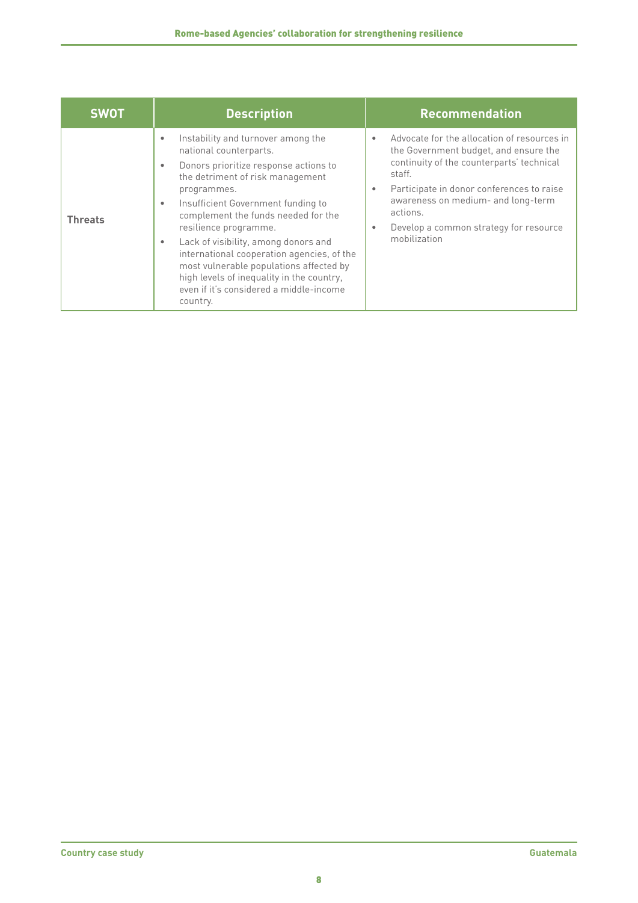| SWOT | Description | Recommendation |
|---|---|---|
| Threats | • Instability and turnover among the national counterparts.<br>• Donors prioritize response actions to the detriment of risk management programmes.<br>• Insufficient Government funding to complement the funds needed for the resilience programme.<br>• Lack of visibility, among donors and international cooperation agencies, of the most vulnerable populations affected by high levels of inequality in the country, even if it's considered a middle-income country. | • Advocate for the allocation of resources in the Government budget, and ensure the continuity of the counterparts' technical staff.<br>• Participate in donor conferences to raise awareness on medium- and long-term actions.<br>• Develop a common strategy for resource mobilization |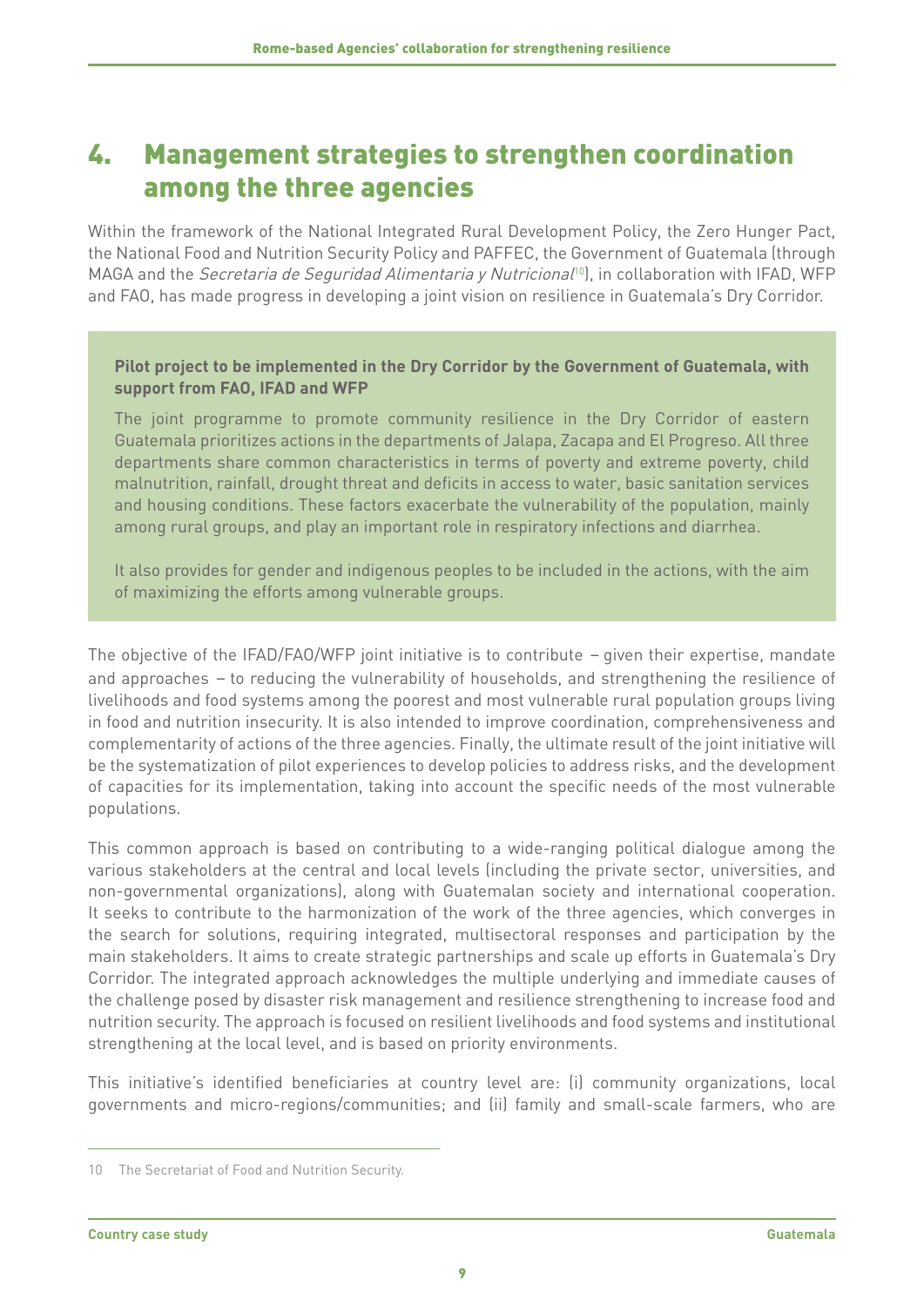# 4. Management strategies to strengthen coordination among the three agencies

Within the framework of the National Integrated Rural Development Policy, the Zero Hunger Pact, the National Food and Nutrition Security Policy and PAFFEC, the Government of Guatemala (through MAGA and the *Secretaria de Seguridad Alimentaria y Nutricional*[10]), in collaboration with IFAD, WFP and FAO, has made progress in developing a joint vision on resilience in Guatemala's Dry Corridor.

> **Pilot project to be implemented in the Dry Corridor by the Government of Guatemala, with support from FAO, IFAD and WFP**
>
> The joint programme to promote community resilience in the Dry Corridor of eastern Guatemala prioritizes actions in the departments of Jalapa, Zacapa and El Progreso. All three departments share common characteristics in terms of poverty and extreme poverty, child malnutrition, rainfall, drought threat and deficits in access to water, basic sanitation services and housing conditions. These factors exacerbate the vulnerability of the population, mainly among rural groups, and play an important role in respiratory infections and diarrhea.
>
> It also provides for gender and indigenous peoples to be included in the actions, with the aim of maximizing the efforts among vulnerable groups.

The objective of the IFAD/FAO/WFP joint initiative is to contribute – given their expertise, mandate and approaches – to reducing the vulnerability of households, and strengthening the resilience of livelihoods and food systems among the poorest and most vulnerable rural population groups living in food and nutrition insecurity. It is also intended to improve coordination, comprehensiveness and complementarity of actions of the three agencies. Finally, the ultimate result of the joint initiative will be the systematization of pilot experiences to develop policies to address risks, and the development of capacities for its implementation, taking into account the specific needs of the most vulnerable populations.

This common approach is based on contributing to a wide-ranging political dialogue among the various stakeholders at the central and local levels (including the private sector, universities, and non-governmental organizations), along with Guatemalan society and international cooperation. It seeks to contribute to the harmonization of the work of the three agencies, which converges in the search for solutions, requiring integrated, multisectoral responses and participation by the main stakeholders. It aims to create strategic partnerships and scale up efforts in Guatemala's Dry Corridor. The integrated approach acknowledges the multiple underlying and immediate causes of the challenge posed by disaster risk management and resilience strengthening to increase food and nutrition security. The approach is focused on resilient livelihoods and food systems and institutional strengthening at the local level, and is based on priority environments.

This initiative's identified beneficiaries at country level are: (i) community organizations, local governments and micro-regions/communities; and (ii) family and small-scale farmers, who are

---

10 The Secretariat of Food and Nutrition Security.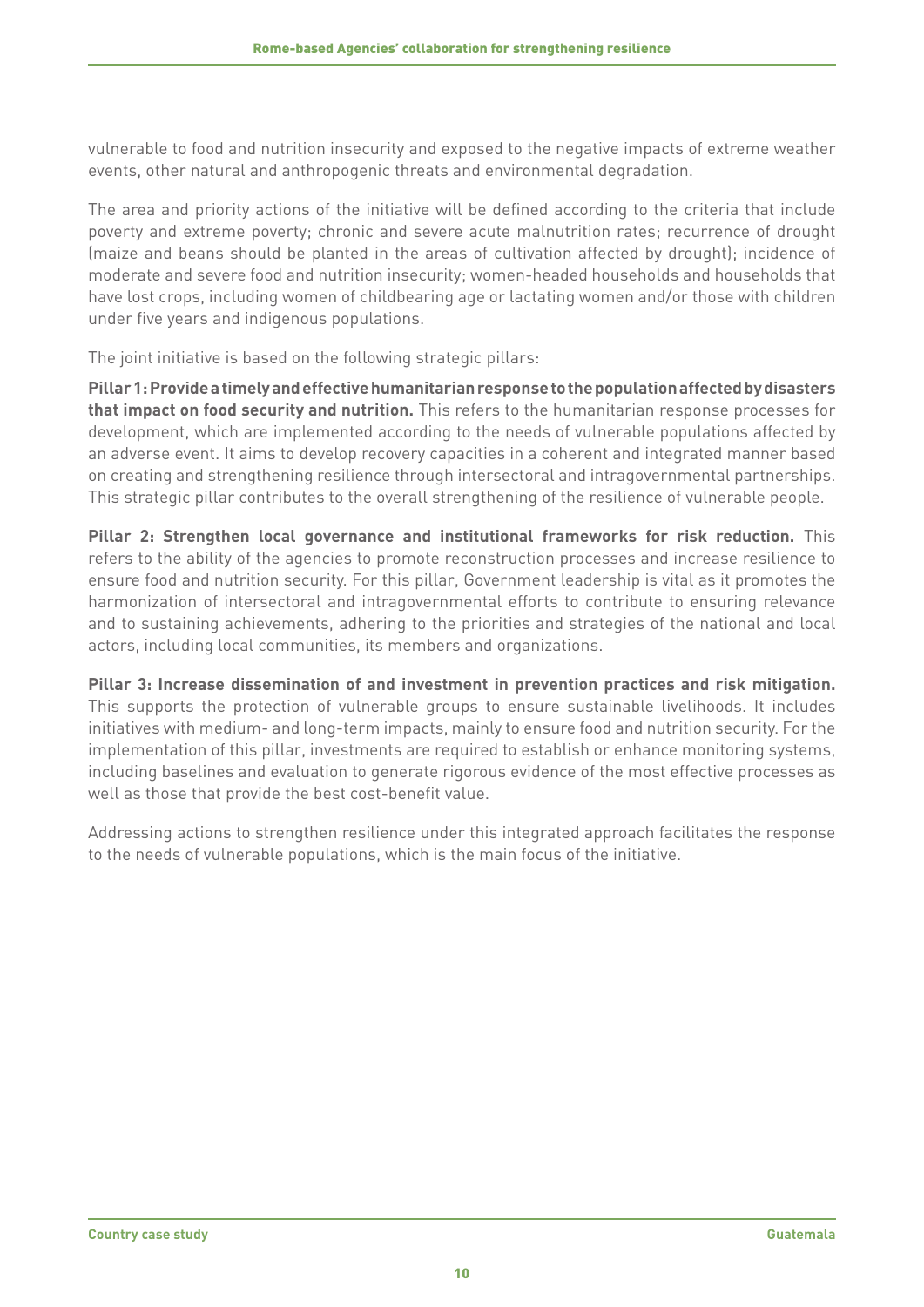vulnerable to food and nutrition insecurity and exposed to the negative impacts of extreme weather events, other natural and anthropogenic threats and environmental degradation.

The area and priority actions of the initiative will be defined according to the criteria that include poverty and extreme poverty; chronic and severe acute malnutrition rates; recurrence of drought (maize and beans should be planted in the areas of cultivation affected by drought); incidence of moderate and severe food and nutrition insecurity; women-headed households and households that have lost crops, including women of childbearing age or lactating women and/or those with children under five years and indigenous populations.

The joint initiative is based on the following strategic pillars:

**Pillar 1: Provide a timely and effective humanitarian response to the population affected by disasters that impact on food security and nutrition.** This refers to the humanitarian response processes for development, which are implemented according to the needs of vulnerable populations affected by an adverse event. It aims to develop recovery capacities in a coherent and integrated manner based on creating and strengthening resilience through intersectoral and intragovernmental partnerships. This strategic pillar contributes to the overall strengthening of the resilience of vulnerable people.

**Pillar 2: Strengthen local governance and institutional frameworks for risk reduction.** This refers to the ability of the agencies to promote reconstruction processes and increase resilience to ensure food and nutrition security. For this pillar, Government leadership is vital as it promotes the harmonization of intersectoral and intragovernmental efforts to contribute to ensuring relevance and to sustaining achievements, adhering to the priorities and strategies of the national and local actors, including local communities, its members and organizations.

**Pillar 3: Increase dissemination of and investment in prevention practices and risk mitigation.** This supports the protection of vulnerable groups to ensure sustainable livelihoods. It includes initiatives with medium- and long-term impacts, mainly to ensure food and nutrition security. For the implementation of this pillar, investments are required to establish or enhance monitoring systems, including baselines and evaluation to generate rigorous evidence of the most effective processes as well as those that provide the best cost-benefit value.

Addressing actions to strengthen resilience under this integrated approach facilitates the response to the needs of vulnerable populations, which is the main focus of the initiative.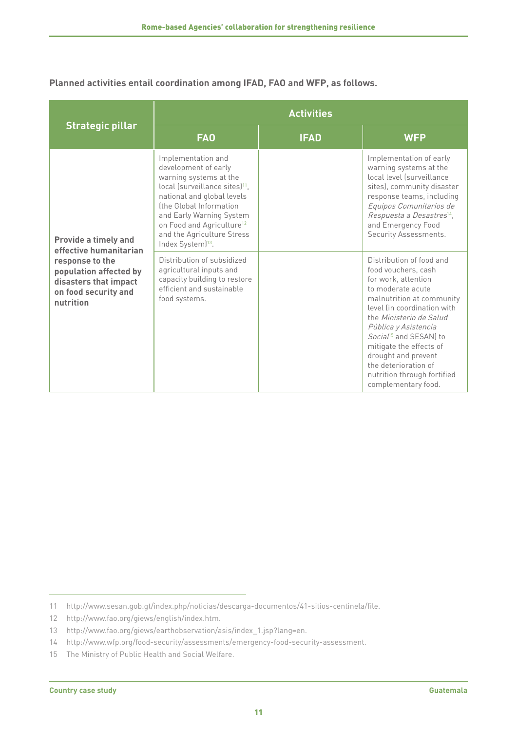**Planned activities entail coordination among IFAD, FAO and WFP, as follows.**

| Strategic pillar | Activities | | |
|---|---|---|---|
| | FAO | IFAD | WFP |
| **Provide a timely and effective humanitarian response to the population affected by disasters that impact on food security and nutrition** | Implementation and development of early warning systems at the local (surveillance sites)[11], national and global levels (the Global Information and Early Warning System on Food and Agriculture[12] and the Agriculture Stress Index System)[13]. | | Implementation of early warning systems at the local level (surveillance sites), community disaster response teams, including *Equipos Comunitarios de Respuesta a Desastres*[14], and Emergency Food Security Assessments. |
| | Distribution of subsidized agricultural inputs and capacity building to restore efficient and sustainable food systems. | | Distribution of food and food vouchers, cash for work, attention to moderate acute malnutrition at community level (in coordination with the *Ministerio de Salud Pública y Asistencia Social*[15] and SESAN) to mitigate the effects of drought and prevent the deterioration of nutrition through fortified complementary food. |

11 http://www.sesan.gob.gt/index.php/noticias/descarga-documentos/41-sitios-centinela/file.

12 http://www.fao.org/giews/english/index.htm.

13 http://www.fao.org/giews/earthobservation/asis/index_1.jsp?lang=en.

14 http://www.wfp.org/food-security/assessments/emergency-food-security-assessment.

15 The Ministry of Public Health and Social Welfare.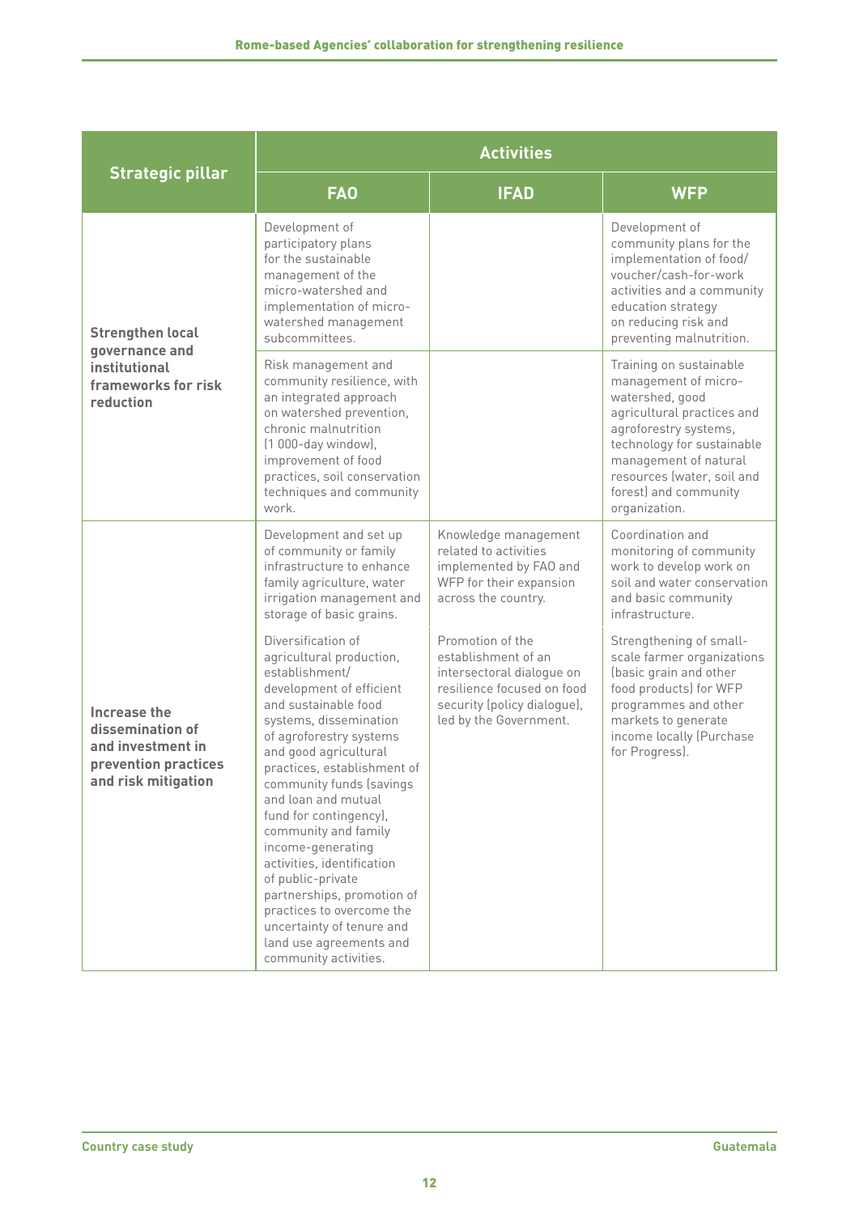| Strategic pillar | Activities | | |
|---|---|---|---|
| | **FAO** | **IFAD** | **WFP** |
| **Strengthen local governance and institutional frameworks for risk reduction** | Development of participatory plans for the sustainable management of the micro-watershed and implementation of micro-watershed management subcommittees. | | Development of community plans for the implementation of food/voucher/cash-for-work activities and a community education strategy on reducing risk and preventing malnutrition. |
| | Risk management and community resilience, with an integrated approach on watershed prevention, chronic malnutrition (1 000-day window), improvement of food practices, soil conservation techniques and community work. | | Training on sustainable management of micro-watershed, good agricultural practices and agroforestry systems, technology for sustainable management of natural resources (water, soil and forest) and community organization. |
| **Increase the dissemination of and investment in prevention practices and risk mitigation** | Development and set up of community or family infrastructure to enhance family agriculture, water irrigation management and storage of basic grains. | Knowledge management related to activities implemented by FAO and WFP for their expansion across the country. | Coordination and monitoring of community work to develop work on soil and water conservation and basic community infrastructure. |
| | Diversification of agricultural production, establishment/development of efficient and sustainable food systems, dissemination of agroforestry systems and good agricultural practices, establishment of community funds (savings and loan and mutual fund for contingency), community and family income-generating activities, identification of public-private partnerships, promotion of practices to overcome the uncertainty of tenure and land use agreements and community activities. | Promotion of the establishment of an intersectoral dialogue on resilience focused on food security (policy dialogue), led by the Government. | Strengthening of small-scale farmer organizations (basic grain and other food products) for WFP programmes and other markets to generate income locally (Purchase for Progress). |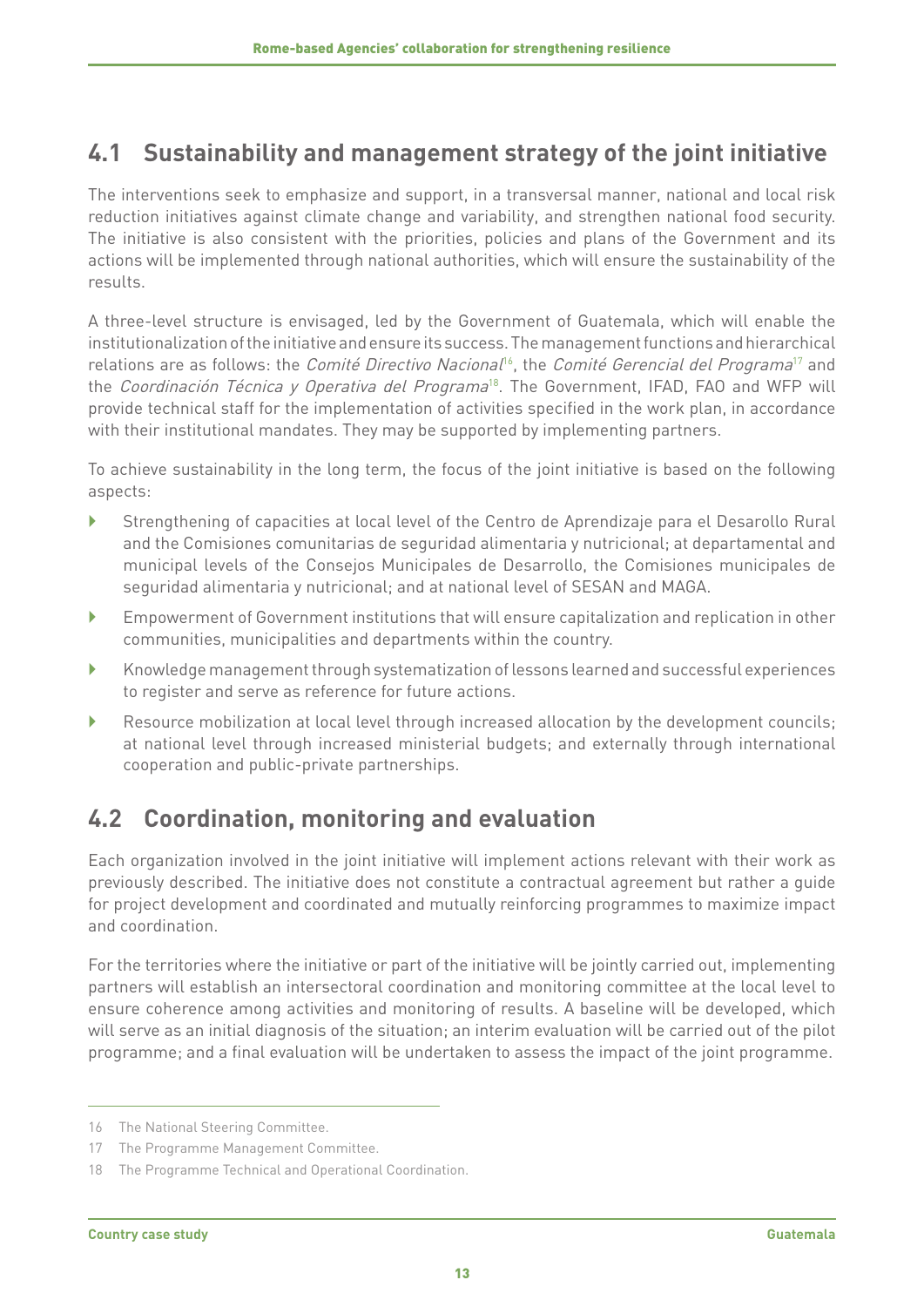## 4.1 Sustainability and management strategy of the joint initiative

The interventions seek to emphasize and support, in a transversal manner, national and local risk reduction initiatives against climate change and variability, and strengthen national food security. The initiative is also consistent with the priorities, policies and plans of the Government and its actions will be implemented through national authorities, which will ensure the sustainability of the results.

A three-level structure is envisaged, led by the Government of Guatemala, which will enable the institutionalization of the initiative and ensure its success. The management functions and hierarchical relations are as follows: the *Comité Directivo Nacional*[16], the *Comité Gerencial del Programa*[17] and the *Coordinación Técnica y Operativa del Programa*[18]. The Government, IFAD, FAO and WFP will provide technical staff for the implementation of activities specified in the work plan, in accordance with their institutional mandates. They may be supported by implementing partners.

To achieve sustainability in the long term, the focus of the joint initiative is based on the following aspects:

- Strengthening of capacities at local level of the Centro de Aprendizaje para el Desarollo Rural and the Comisiones comunitarias de seguridad alimentaria y nutricional; at departamental and municipal levels of the Consejos Municipales de Desarrollo, the Comisiones municipales de seguridad alimentaria y nutricional; and at national level of SESAN and MAGA.
- Empowerment of Government institutions that will ensure capitalization and replication in other communities, municipalities and departments within the country.
- Knowledge management through systematization of lessons learned and successful experiences to register and serve as reference for future actions.
- Resource mobilization at local level through increased allocation by the development councils; at national level through increased ministerial budgets; and externally through international cooperation and public-private partnerships.

## 4.2 Coordination, monitoring and evaluation

Each organization involved in the joint initiative will implement actions relevant with their work as previously described. The initiative does not constitute a contractual agreement but rather a guide for project development and coordinated and mutually reinforcing programmes to maximize impact and coordination.

For the territories where the initiative or part of the initiative will be jointly carried out, implementing partners will establish an intersectoral coordination and monitoring committee at the local level to ensure coherence among activities and monitoring of results. A baseline will be developed, which will serve as an initial diagnosis of the situation; an interim evaluation will be carried out of the pilot programme; and a final evaluation will be undertaken to assess the impact of the joint programme.

---

16 The National Steering Committee.

17 The Programme Management Committee.

18 The Programme Technical and Operational Coordination.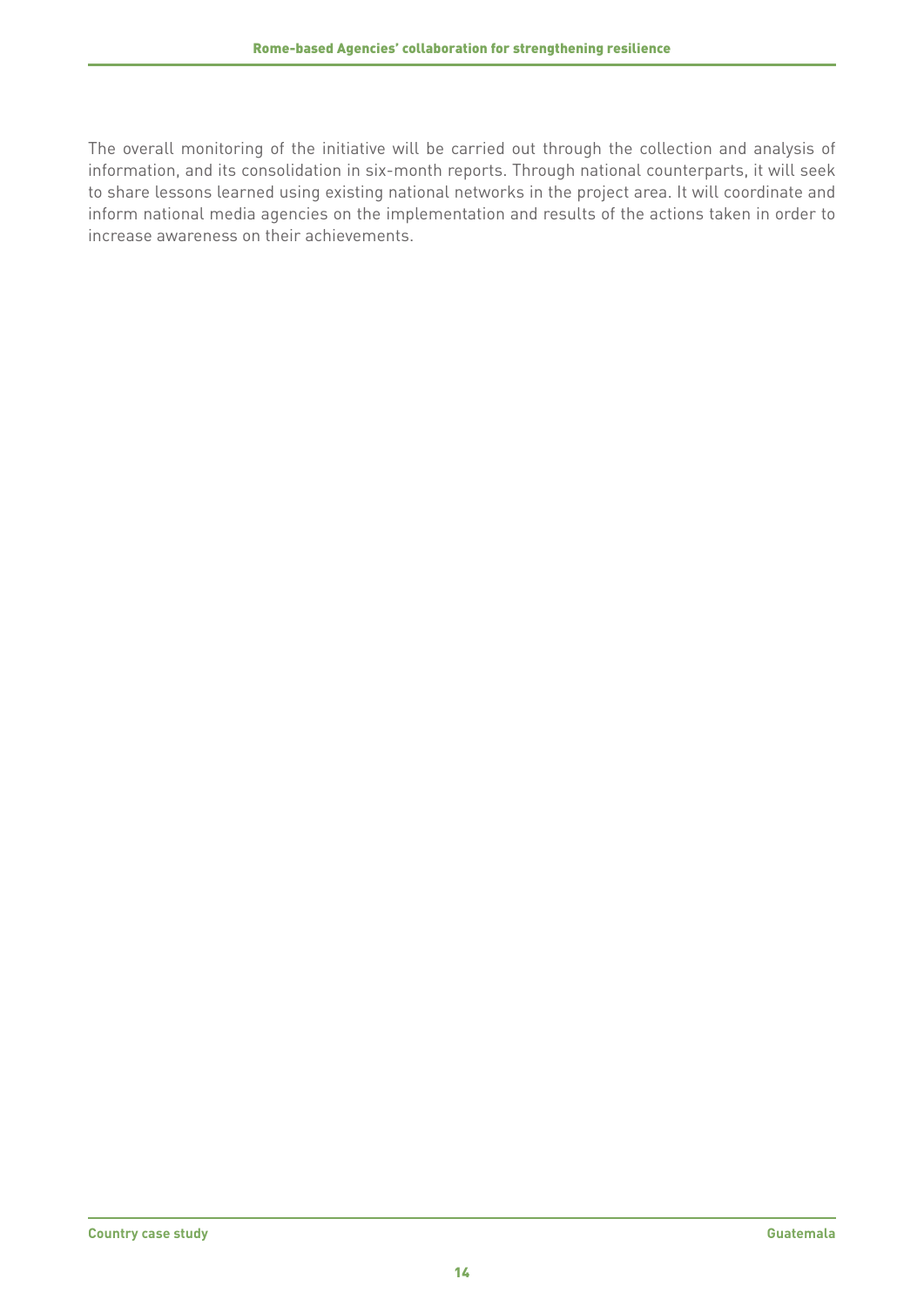The overall monitoring of the initiative will be carried out through the collection and analysis of information, and its consolidation in six-month reports. Through national counterparts, it will seek to share lessons learned using existing national networks in the project area. It will coordinate and inform national media agencies on the implementation and results of the actions taken in order to increase awareness on their achievements.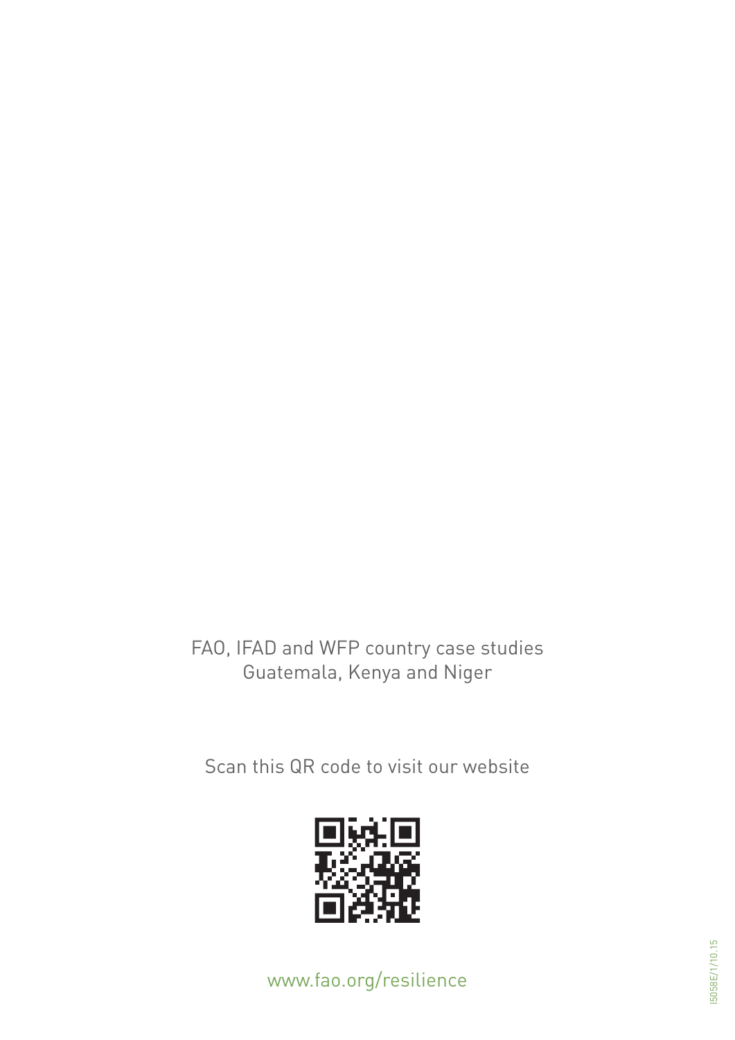FAO, IFAD and WFP country case studies
Guatemala, Kenya and Niger

Scan this QR code to visit our website

www.fao.org/resilience

I5058E/1/10.15